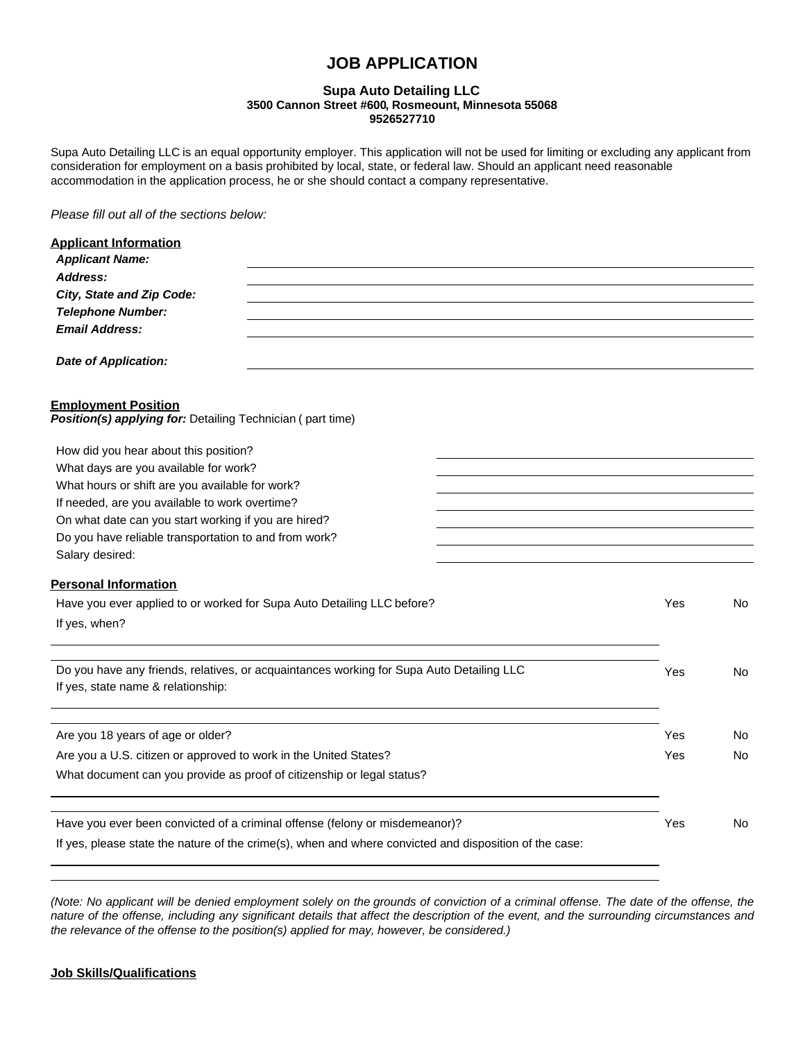# JOB APPLICATION

**Supa Auto Detailing LLC**
**3500 Cannon Street #600, Rosmeount, Minnesota 55068**
**9526527710**

Supa Auto Detailing LLC is an equal opportunity employer. This application will not be used for limiting or excluding any applicant from consideration for employment on a basis prohibited by local, state, or federal law. Should an applicant need reasonable accommodation in the application process, he or she should contact a company representative.

*Please fill out all of the sections below:*

**Applicant Information**

***Applicant Name:*** ______________________________

***Address:*** ______________________________

***City, State and Zip Code:*** ______________________________

***Telephone Number:*** ______________________________

***Email Address:*** ______________________________

***Date of Application:*** ______________________________

**Employment Position**

***Position(s) applying for:*** Detailing Technician ( part time)

How did you hear about this position? ______________________________

What days are you available for work? ______________________________

What hours or shift are you available for work? ______________________________

If needed, are you available to work overtime? ______________________________

On what date can you start working if you are hired? ______________________________

Do you have reliable transportation to and from work? ______________________________

Salary desired: ______________________________

**Personal Information**

Have you ever applied to or worked for Supa Auto Detailing LLC before? Yes No

If yes, when?

______________________________

Do you have any friends, relatives, or acquaintances working for Supa Auto Detailing LLC Yes No

If yes, state name & relationship:

______________________________

Are you 18 years of age or older? Yes No

Are you a U.S. citizen or approved to work in the United States? Yes No

What document can you provide as proof of citizenship or legal status?

______________________________

Have you ever been convicted of a criminal offense (felony or misdemeanor)? Yes No

If yes, please state the nature of the crime(s), when and where convicted and disposition of the case:

______________________________

*(Note: No applicant will be denied employment solely on the grounds of conviction of a criminal offense. The date of the offense, the nature of the offense, including any significant details that affect the description of the event, and the surrounding circumstances and the relevance of the offense to the position(s) applied for may, however, be considered.)*

**Job Skills/Qualifications**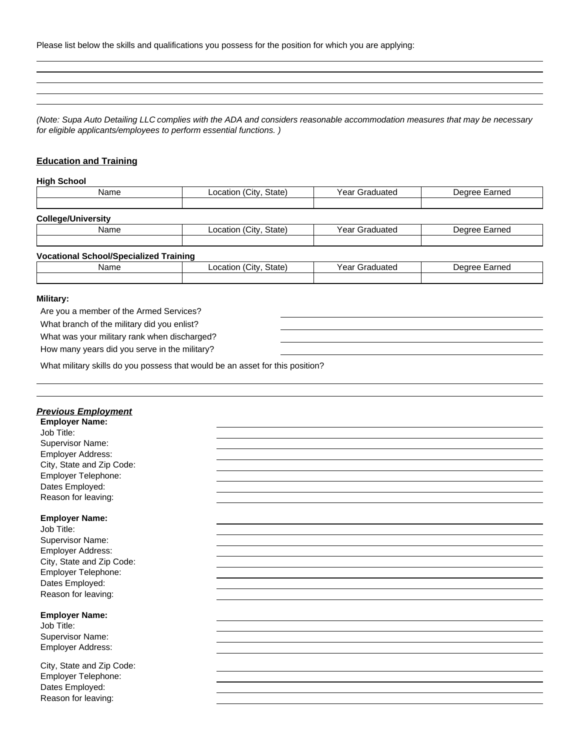Please list below the skills and qualifications you possess for the position for which you are applying:

_(Note: Supa Auto Detailing LLC complies with the ADA and considers reasonable accommodation measures that may be necessary for eligible applicants/employees to perform essential functions. )_

## Education and Training

**High School**

| Name | Location (City, State) | Year Graduated | Degree Earned |
|---|---|---|---|
| | | | |

**College/University**

| Name | Location (City, State) | Year Graduated | Degree Earned |
|---|---|---|---|
| | | | |

**Vocational School/Specialized Training**

| Name | Location (City, State) | Year Graduated | Degree Earned |
|---|---|---|---|
| | | | |

**Military:**

Are you a member of the Armed Services?

What branch of the military did you enlist?

What was your military rank when discharged?

How many years did you serve in the military?

What military skills do you possess that would be an asset for this position?

## *Previous Employment*

**Employer Name:**
Job Title:
Supervisor Name:
Employer Address:
City, State and Zip Code:
Employer Telephone:
Dates Employed:
Reason for leaving:

**Employer Name:**
Job Title:
Supervisor Name:
Employer Address:
City, State and Zip Code:
Employer Telephone:
Dates Employed:
Reason for leaving:

**Employer Name:**
Job Title:
Supervisor Name:
Employer Address:

City, State and Zip Code:
Employer Telephone:
Dates Employed:
Reason for leaving: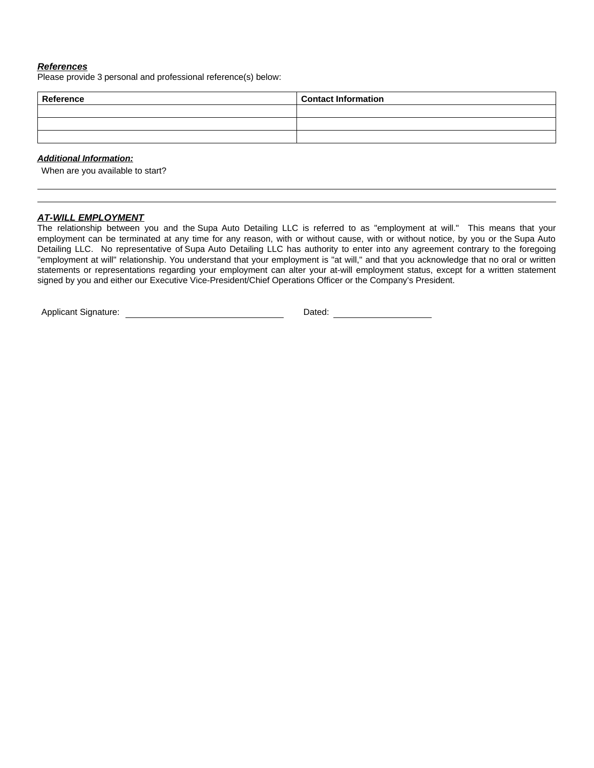***References***

Please provide 3 personal and professional reference(s) below:

| Reference | Contact Information |
|---|---|
| | |
| | |
| | |

***Additional Information:***

When are you available to start?

_______________________________________________

_______________________________________________

***AT-WILL EMPLOYMENT***

The relationship between you and the Supa Auto Detailing LLC is referred to as "employment at will." This means that your employment can be terminated at any time for any reason, with or without cause, with or without notice, by you or the Supa Auto Detailing LLC. No representative of Supa Auto Detailing LLC has authority to enter into any agreement contrary to the foregoing "employment at will" relationship. You understand that your employment is "at will," and that you acknowledge that no oral or written statements or representations regarding your employment can alter your at-will employment status, except for a written statement signed by you and either our Executive Vice-President/Chief Operations Officer or the Company's President.

Applicant Signature: ______________________________ Dated: ____________________